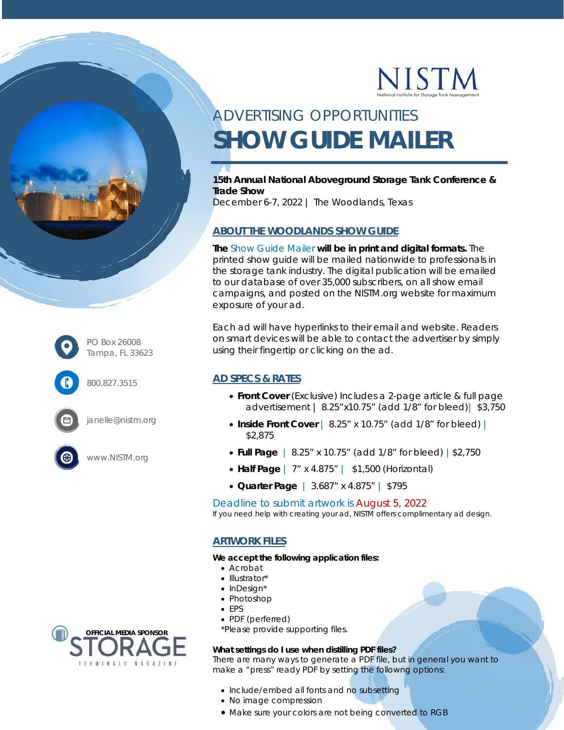NISTM

National Institute for Storage Tank Management

# ADVERTISING OPPORTUNITIES
# SHOW GUIDE MAILER

**15th Annual National Aboveground Storage Tank Conference & Trade Show**
December 6-7, 2022 | The Woodlands, Texas

## ABOUT THE WOODLANDS SHOW GUIDE

**The** Show Guide Mailer **will be in print and digital formats.** The printed show guide will be mailed nationwide to professionals in the storage tank industry. The digital publication will be emailed to our database of over 35,000 subscribers, on all show email campaigns, and posted on the NISTM.org website for maximum exposure of your ad.

Each ad will have hyperlinks to their email and website. Readers on smart devices will be able to contact the advertiser by simply using their fingertip or clicking on the ad.

## AD SPECS & RATES

- **Front Cover** (Exclusive) Includes a 2-page article & full page advertisement | 8.25"x10.75" (add 1/8" for bleed) | $3,750
- **Inside Front Cover** | 8.25" x 10.75" (add 1/8" for bleed) | $2,875
- **Full Page** | 8.25" x 10.75" (add 1/8" for bleed) | $2,750
- **Half Page** | 7" x 4.875" | $1,500 (Horizontal)
- **Quarter Page** | 3.687" x 4.875" | $795

Deadline to submit artwork is August 5, 2022

If you need help with creating your ad, NISTM offers complimentary ad design.

## ARTWORK FILES

**We accept the following application files:**

- Acrobat
- Illustrator*
- InDesign*
- Photoshop
- EPS
- PDF (perferred)

*Please provide supporting files.

**What settings do I use when distilling PDF files?**
There are many ways to generate a PDF file, but in general you want to make a "press" ready PDF by setting the followng options:

- Include/embed all fonts and no subsetting
- No image compression
- Make sure your colors are not being converted to RGB

PO Box 26008
Tampa, FL 33623

800.827.3515

janelle@nistm.org

www.NISTM.org

OFFICIAL MEDIA SPONSOR
STORAGE TERMINALS MAGAZINE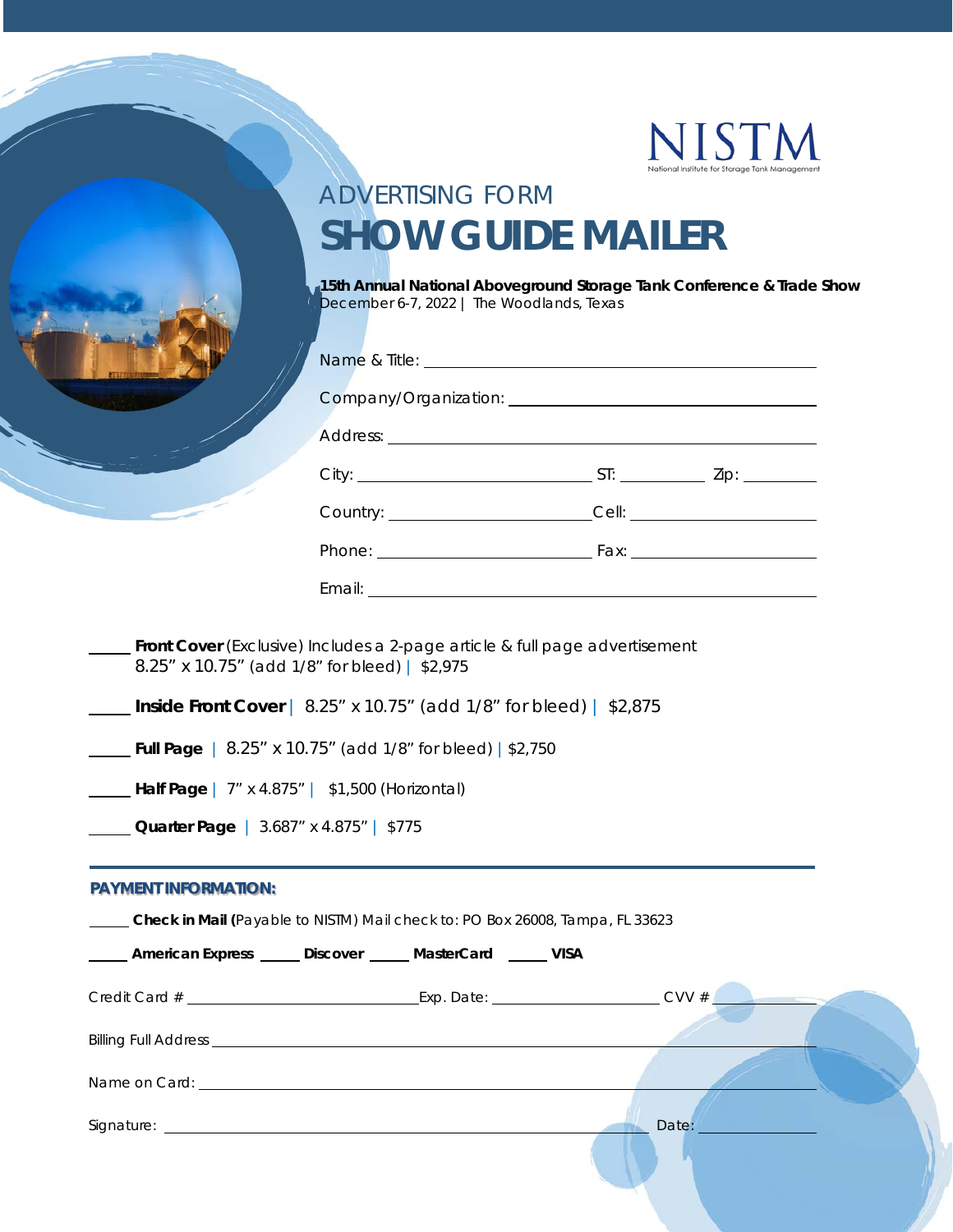NISTM

National Institute for Storage Tank Management

# ADVERTISING FORM

# SHOW GUIDE MAILER

**15th Annual National Aboveground Storage Tank Conference & Trade Show**
December 6-7, 2022 | The Woodlands, Texas

Name & Title: ______________________________

Company/Organization: ______________________________

Address: ______________________________

City: ______________ ST: ________ Zip: ________

Country: ______________ Cell: ______________

Phone: ______________ Fax: ______________

Email: ______________________________

_____ **Front Cover** (Exclusive) Includes a 2-page article & full page advertisement
8.25" x 10.75" (add 1/8" for bleed) | $2,975

_____ **Inside Front Cover** | 8.25" x 10.75" (add 1/8" for bleed) | $2,875

_____ **Full Page** | 8.25" x 10.75" (add 1/8" for bleed) | $2,750

_____ **Half Page** | 7" x 4.875" | $1,500 (Horizontal)

_____ **Quarter Page** | 3.687" x 4.875" | $775

## PAYMENT INFORMATION:

_____ **Check in Mail (**Payable to NISTM) Mail check to: PO Box 26008, Tampa, FL 33623

_____ **American Express** _____ **Discover** _____ **MasterCard** _____ **VISA**

Credit Card # ______________ Exp. Date: ______________ CVV # ________

Billing Full Address ______________________________

Name on Card: ______________________________

Signature: ______________________________ Date: ______________